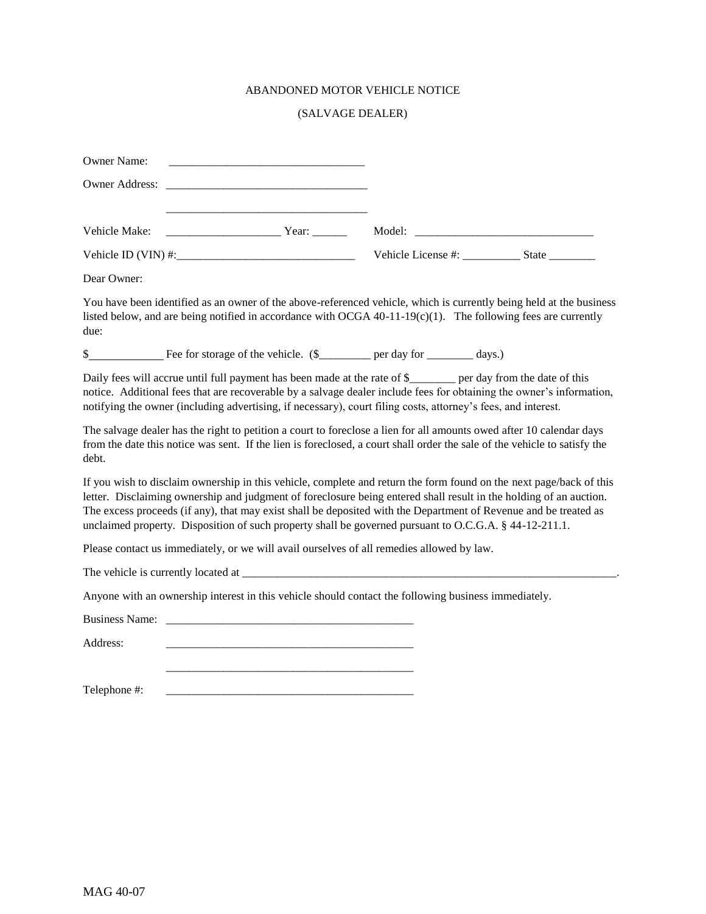ABANDONED MOTOR VEHICLE NOTICE

(SALVAGE DEALER)

Owner Name: ___________________________________

Owner Address: ___________________________________

___________________________________

Vehicle Make: ____________________ Year: ______ Model: _______________________________

Vehicle ID (VIN) #:_______________________________ Vehicle License #: __________ State ________

Dear Owner:

You have been identified as an owner of the above-referenced vehicle, which is currently being held at the business listed below, and are being notified in accordance with OCGA 40-11-19(c)(1). The following fees are currently due:

$____________ Fee for storage of the vehicle. ($_________ per day for ________ days.)

Daily fees will accrue until full payment has been made at the rate of $________ per day from the date of this notice. Additional fees that are recoverable by a salvage dealer include fees for obtaining the owner's information, notifying the owner (including advertising, if necessary), court filing costs, attorney's fees, and interest.

The salvage dealer has the right to petition a court to foreclose a lien for all amounts owed after 10 calendar days from the date this notice was sent. If the lien is foreclosed, a court shall order the sale of the vehicle to satisfy the debt.

If you wish to disclaim ownership in this vehicle, complete and return the form found on the next page/back of this letter. Disclaiming ownership and judgment of foreclosure being entered shall result in the holding of an auction. The excess proceeds (if any), that may exist shall be deposited with the Department of Revenue and be treated as unclaimed property. Disposition of such property shall be governed pursuant to O.C.G.A. § 44-12-211.1.

Please contact us immediately, or we will avail ourselves of all remedies allowed by law.

The vehicle is currently located at ____________________________________________________________________.

Anyone with an ownership interest in this vehicle should contact the following business immediately.

Business Name: ____________________________________________

Address: ____________________________________________

____________________________________________

Telephone #: ____________________________________________

MAG 40-07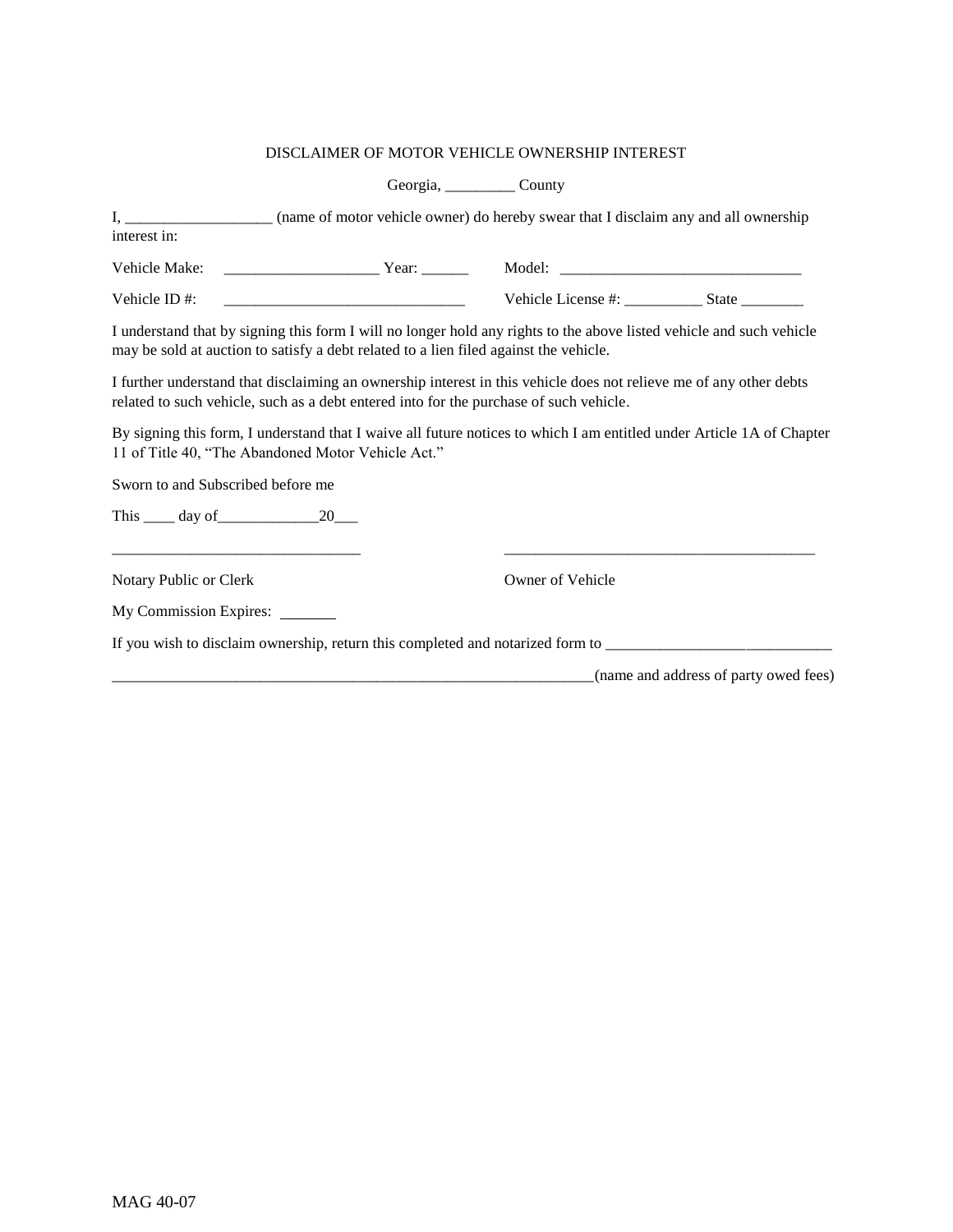# DISCLAIMER OF MOTOR VEHICLE OWNERSHIP INTEREST

Georgia, _________ County

I, ___________________ (name of motor vehicle owner) do hereby swear that I disclaim any and all ownership interest in:

Vehicle Make: ____________________ Year: ______ Model: _______________________________

Vehicle ID #: _______________________________ Vehicle License #: __________ State ________

I understand that by signing this form I will no longer hold any rights to the above listed vehicle and such vehicle may be sold at auction to satisfy a debt related to a lien filed against the vehicle.

I further understand that disclaiming an ownership interest in this vehicle does not relieve me of any other debts related to such vehicle, such as a debt entered into for the purchase of such vehicle.

By signing this form, I understand that I waive all future notices to which I am entitled under Article 1A of Chapter 11 of Title 40, "The Abandoned Motor Vehicle Act."

Sworn to and Subscribed before me

This ____ day of_____________20___

________________________________ ________________________________________

Notary Public or Clerk Owner of Vehicle

My Commission Expires: _______

If you wish to disclaim ownership, return this completed and notarized form to ____________________________

_______________________________________________________________(name and address of party owed fees)

MAG 40-07